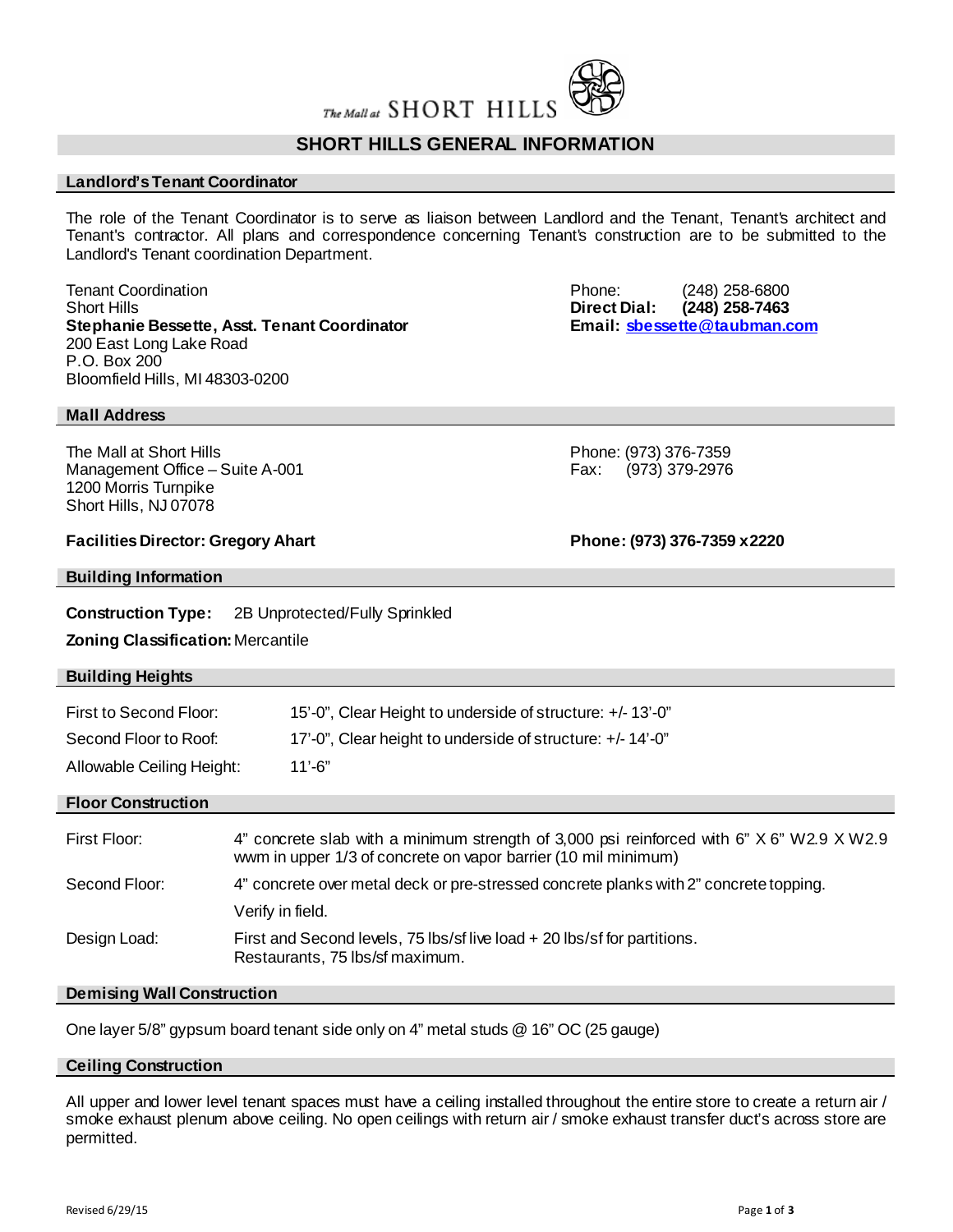The Mall at SHORT HILLS

# SHORT HILLS GENERAL INFORMATION

## Landlord's Tenant Coordinator

The role of the Tenant Coordinator is to serve as liaison between Landlord and the Tenant, Tenant's architect and Tenant's contractor. All plans and correspondence concerning Tenant's construction are to be submitted to the Landlord's Tenant coordination Department.

Tenant Coordination
Short Hills
**Stephanie Bessette, Asst. Tenant Coordinator**
200 East Long Lake Road
P.O. Box 200
Bloomfield Hills, MI 48303-0200

Phone: (248) 258-6800
**Direct Dial: (248) 258-7463**
**Email: sbessette@taubman.com**

## Mall Address

The Mall at Short Hills
Management Office – Suite A-001
1200 Morris Turnpike
Short Hills, NJ 07078

Phone: (973) 376-7359
Fax: (973) 379-2976

**Facilities Director: Gregory Ahart** **Phone: (973) 376-7359 x2220**

## Building Information

**Construction Type:** 2B Unprotected/Fully Sprinkled

**Zoning Classification:** Mercantile

## Building Heights

| | |
|---|---|
| First to Second Floor: | 15'-0", Clear Height to underside of structure: +/- 13'-0" |
| Second Floor to Roof: | 17'-0", Clear height to underside of structure: +/- 14'-0" |
| Allowable Ceiling Height: | 11'-6" |

## Floor Construction

| | |
|---|---|
| First Floor: | 4" concrete slab with a minimum strength of 3,000 psi reinforced with 6" X 6" W2.9 X W2.9 wwm in upper 1/3 of concrete on vapor barrier (10 mil minimum) |
| Second Floor: | 4" concrete over metal deck or pre-stressed concrete planks with 2" concrete topping. Verify in field. |
| Design Load: | First and Second levels, 75 lbs/sf live load + 20 lbs/sf for partitions. Restaurants, 75 lbs/sf maximum. |

## Demising Wall Construction

One layer 5/8" gypsum board tenant side only on 4" metal studs @ 16" OC (25 gauge)

## Ceiling Construction

All upper and lower level tenant spaces must have a ceiling installed throughout the entire store to create a return air / smoke exhaust plenum above ceiling. No open ceilings with return air / smoke exhaust transfer duct's across store are permitted.

Revised 6/29/15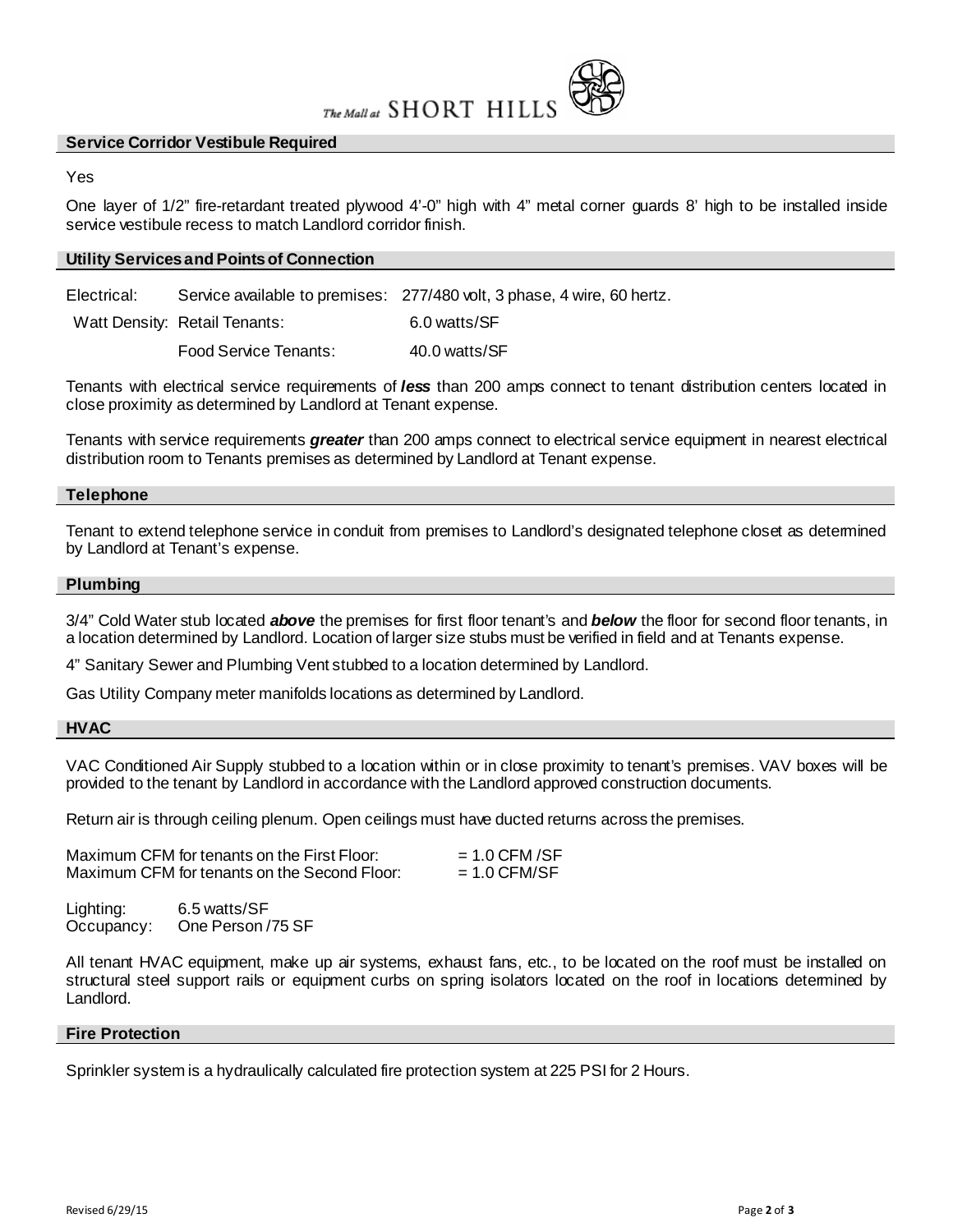## Service Corridor Vestibule Required

Yes

One layer of 1/2" fire-retardant treated plywood 4'-0" high with 4" metal corner guards 8' high to be installed inside service vestibule recess to match Landlord corridor finish.

## Utility Services and Points of Connection

Electrical: Service available to premises: 277/480 volt, 3 phase, 4 wire, 60 hertz.

Watt Density: Retail Tenants: 6.0 watts/SF

Food Service Tenants: 40.0 watts/SF

Tenants with electrical service requirements of ***less*** than 200 amps connect to tenant distribution centers located in close proximity as determined by Landlord at Tenant expense.

Tenants with service requirements ***greater*** than 200 amps connect to electrical service equipment in nearest electrical distribution room to Tenants premises as determined by Landlord at Tenant expense.

## Telephone

Tenant to extend telephone service in conduit from premises to Landlord's designated telephone closet as determined by Landlord at Tenant's expense.

## Plumbing

3/4" Cold Water stub located ***above*** the premises for first floor tenant's and ***below*** the floor for second floor tenants, in a location determined by Landlord. Location of larger size stubs must be verified in field and at Tenants expense.

4" Sanitary Sewer and Plumbing Vent stubbed to a location determined by Landlord.

Gas Utility Company meter manifolds locations as determined by Landlord.

## HVAC

VAC Conditioned Air Supply stubbed to a location within or in close proximity to tenant's premises. VAV boxes will be provided to the tenant by Landlord in accordance with the Landlord approved construction documents.

Return air is through ceiling plenum. Open ceilings must have ducted returns across the premises.

Maximum CFM for tenants on the First Floor: = 1.0 CFM /SF
Maximum CFM for tenants on the Second Floor: = 1.0 CFM/SF

Lighting: 6.5 watts/SF
Occupancy: One Person /75 SF

All tenant HVAC equipment, make up air systems, exhaust fans, etc., to be located on the roof must be installed on structural steel support rails or equipment curbs on spring isolators located on the roof in locations determined by Landlord.

## Fire Protection

Sprinkler system is a hydraulically calculated fire protection system at 225 PSI for 2 Hours.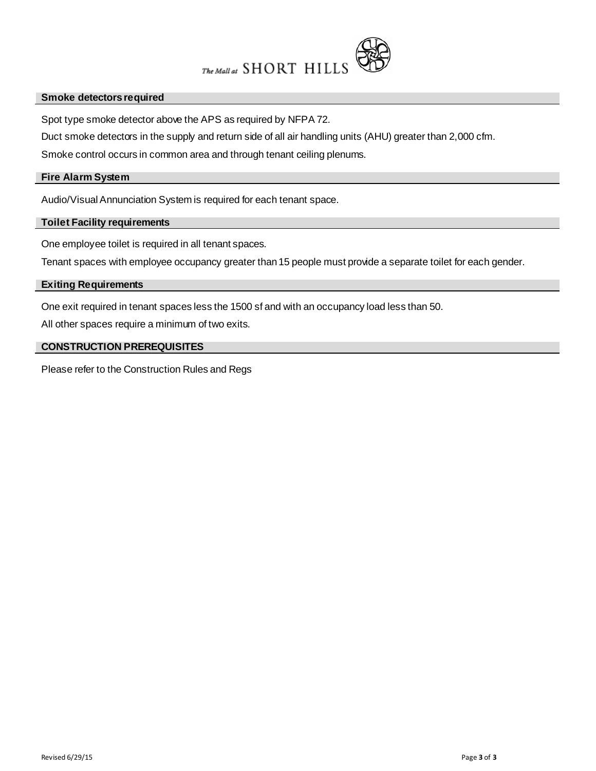## Smoke detectors required

Spot type smoke detector above the APS as required by NFPA 72.

Duct smoke detectors in the supply and return side of all air handling units (AHU) greater than 2,000 cfm.

Smoke control occurs in common area and through tenant ceiling plenums.

## Fire Alarm System

Audio/Visual Annunciation System is required for each tenant space.

## Toilet Facility requirements

One employee toilet is required in all tenant spaces.

Tenant spaces with employee occupancy greater than 15 people must provide a separate toilet for each gender.

## Exiting Requirements

One exit required in tenant spaces less the 1500 sf and with an occupancy load less than 50.

All other spaces require a minimum of two exits.

## CONSTRUCTION PREREQUISITES

Please refer to the Construction Rules and Regs

Revised 6/29/15